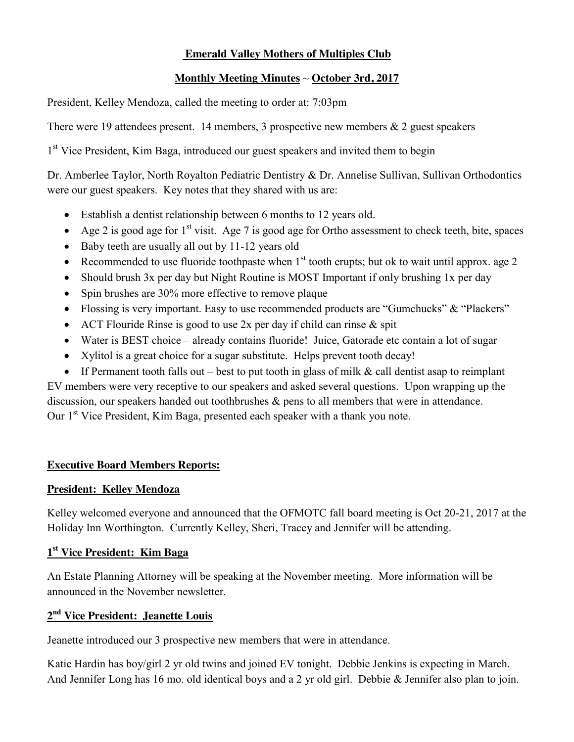# Emerald Valley Mothers of Multiples Club

## Monthly Meeting Minutes ~ October 3rd, 2017

President, Kelley Mendoza, called the meeting to order at: 7:03pm

There were 19 attendees present. 14 members, 3 prospective new members & 2 guest speakers

1st Vice President, Kim Baga, introduced our guest speakers and invited them to begin

Dr. Amberlee Taylor, North Royalton Pediatric Dentistry & Dr. Annelise Sullivan, Sullivan Orthodontics were our guest speakers. Key notes that they shared with us are:

- Establish a dentist relationship between 6 months to 12 years old.
- Age 2 is good age for 1st visit. Age 7 is good age for Ortho assessment to check teeth, bite, spaces
- Baby teeth are usually all out by 11-12 years old
- Recommended to use fluoride toothpaste when 1st tooth erupts; but ok to wait until approx. age 2
- Should brush 3x per day but Night Routine is MOST Important if only brushing 1x per day
- Spin brushes are 30% more effective to remove plaque
- Flossing is very important. Easy to use recommended products are "Gumchucks" & "Plackers"
- ACT Flouride Rinse is good to use 2x per day if child can rinse & spit
- Water is BEST choice – already contains fluoride! Juice, Gatorade etc contain a lot of sugar
- Xylitol is a great choice for a sugar substitute. Helps prevent tooth decay!
- If Permanent tooth falls out – best to put tooth in glass of milk & call dentist asap to reimplant

EV members were very receptive to our speakers and asked several questions. Upon wrapping up the discussion, our speakers handed out toothbrushes & pens to all members that were in attendance. Our 1st Vice President, Kim Baga, presented each speaker with a thank you note.

### Executive Board Members Reports:

### President: Kelley Mendoza

Kelley welcomed everyone and announced that the OFMOTC fall board meeting is Oct 20-21, 2017 at the Holiday Inn Worthington. Currently Kelley, Sheri, Tracey and Jennifer will be attending.

### 1st Vice President: Kim Baga

An Estate Planning Attorney will be speaking at the November meeting. More information will be announced in the November newsletter.

### 2nd Vice President: Jeanette Louis

Jeanette introduced our 3 prospective new members that were in attendance.

Katie Hardin has boy/girl 2 yr old twins and joined EV tonight. Debbie Jenkins is expecting in March. And Jennifer Long has 16 mo. old identical boys and a 2 yr old girl. Debbie & Jennifer also plan to join.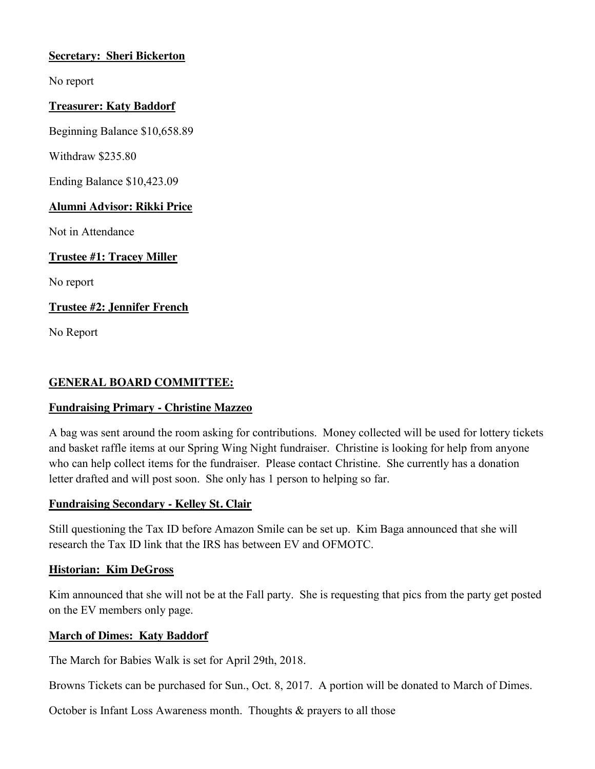**Secretary: Sheri Bickerton**

No report

**Treasurer: Katy Baddorf**

Beginning Balance $10,658.89

Withdraw $235.80

Ending Balance $10,423.09

**Alumni Advisor: Rikki Price**

Not in Attendance

**Trustee #1: Tracey Miller**

No report

**Trustee #2: Jennifer French**

No Report

**GENERAL BOARD COMMITTEE:**

**Fundraising Primary - Christine Mazzeo**

A bag was sent around the room asking for contributions. Money collected will be used for lottery tickets and basket raffle items at our Spring Wing Night fundraiser. Christine is looking for help from anyone who can help collect items for the fundraiser. Please contact Christine. She currently has a donation letter drafted and will post soon. She only has 1 person to helping so far.

**Fundraising Secondary - Kelley St. Clair**

Still questioning the Tax ID before Amazon Smile can be set up. Kim Baga announced that she will research the Tax ID link that the IRS has between EV and OFMOTC.

**Historian: Kim DeGross**

Kim announced that she will not be at the Fall party. She is requesting that pics from the party get posted on the EV members only page.

**March of Dimes: Katy Baddorf**

The March for Babies Walk is set for April 29th, 2018.

Browns Tickets can be purchased for Sun., Oct. 8, 2017. A portion will be donated to March of Dimes.

October is Infant Loss Awareness month. Thoughts & prayers to all those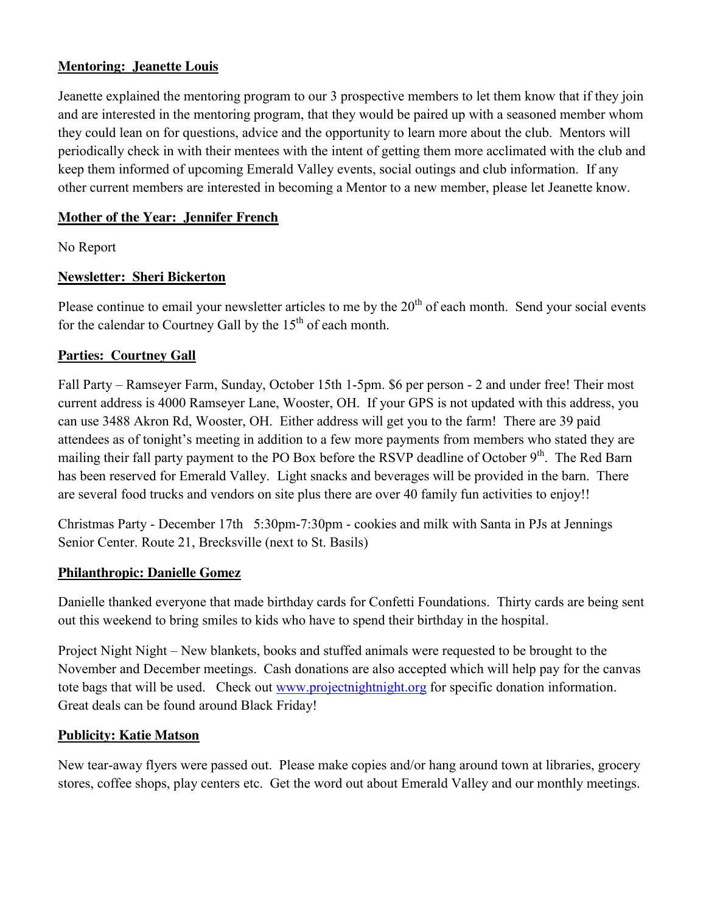**Mentoring: Jeanette Louis**

Jeanette explained the mentoring program to our 3 prospective members to let them know that if they join and are interested in the mentoring program, that they would be paired up with a seasoned member whom they could lean on for questions, advice and the opportunity to learn more about the club. Mentors will periodically check in with their mentees with the intent of getting them more acclimated with the club and keep them informed of upcoming Emerald Valley events, social outings and club information. If any other current members are interested in becoming a Mentor to a new member, please let Jeanette know.

**Mother of the Year: Jennifer French**

No Report

**Newsletter: Sheri Bickerton**

Please continue to email your newsletter articles to me by the 20th of each month. Send your social events for the calendar to Courtney Gall by the 15th of each month.

**Parties: Courtney Gall**

Fall Party – Ramseyer Farm, Sunday, October 15th 1-5pm. $6 per person - 2 and under free! Their most current address is 4000 Ramseyer Lane, Wooster, OH. If your GPS is not updated with this address, you can use 3488 Akron Rd, Wooster, OH. Either address will get you to the farm! There are 39 paid attendees as of tonight's meeting in addition to a few more payments from members who stated they are mailing their fall party payment to the PO Box before the RSVP deadline of October 9th. The Red Barn has been reserved for Emerald Valley. Light snacks and beverages will be provided in the barn. There are several food trucks and vendors on site plus there are over 40 family fun activities to enjoy!!

Christmas Party - December 17th 5:30pm-7:30pm - cookies and milk with Santa in PJs at Jennings Senior Center. Route 21, Brecksville (next to St. Basils)

**Philanthropic: Danielle Gomez**

Danielle thanked everyone that made birthday cards for Confetti Foundations. Thirty cards are being sent out this weekend to bring smiles to kids who have to spend their birthday in the hospital.

Project Night Night – New blankets, books and stuffed animals were requested to be brought to the November and December meetings. Cash donations are also accepted which will help pay for the canvas tote bags that will be used. Check out www.projectnightnight.org for specific donation information. Great deals can be found around Black Friday!

**Publicity: Katie Matson**

New tear-away flyers were passed out. Please make copies and/or hang around town at libraries, grocery stores, coffee shops, play centers etc. Get the word out about Emerald Valley and our monthly meetings.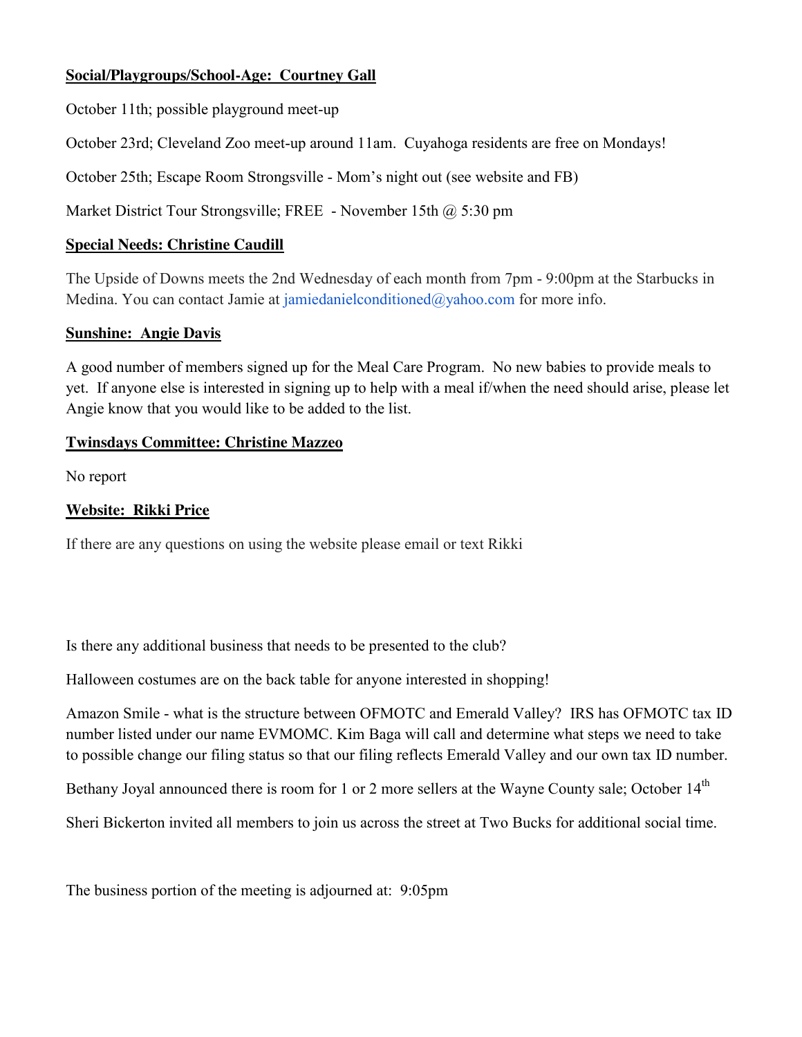**Social/Playgroups/School-Age: Courtney Gall**

October 11th; possible playground meet-up

October 23rd; Cleveland Zoo meet-up around 11am. Cuyahoga residents are free on Mondays!

October 25th; Escape Room Strongsville - Mom's night out (see website and FB)

Market District Tour Strongsville; FREE - November 15th @ 5:30 pm

**Special Needs: Christine Caudill**

The Upside of Downs meets the 2nd Wednesday of each month from 7pm - 9:00pm at the Starbucks in Medina. You can contact Jamie at jamiedanielconditioned@yahoo.com for more info.

**Sunshine: Angie Davis**

A good number of members signed up for the Meal Care Program. No new babies to provide meals to yet. If anyone else is interested in signing up to help with a meal if/when the need should arise, please let Angie know that you would like to be added to the list.

**Twinsdays Committee: Christine Mazzeo**

No report

**Website: Rikki Price**

If there are any questions on using the website please email or text Rikki

Is there any additional business that needs to be presented to the club?

Halloween costumes are on the back table for anyone interested in shopping!

Amazon Smile - what is the structure between OFMOTC and Emerald Valley? IRS has OFMOTC tax ID number listed under our name EVMOMC. Kim Baga will call and determine what steps we need to take to possible change our filing status so that our filing reflects Emerald Valley and our own tax ID number.

Bethany Joyal announced there is room for 1 or 2 more sellers at the Wayne County sale; October 14th

Sheri Bickerton invited all members to join us across the street at Two Bucks for additional social time.

The business portion of the meeting is adjourned at: 9:05pm